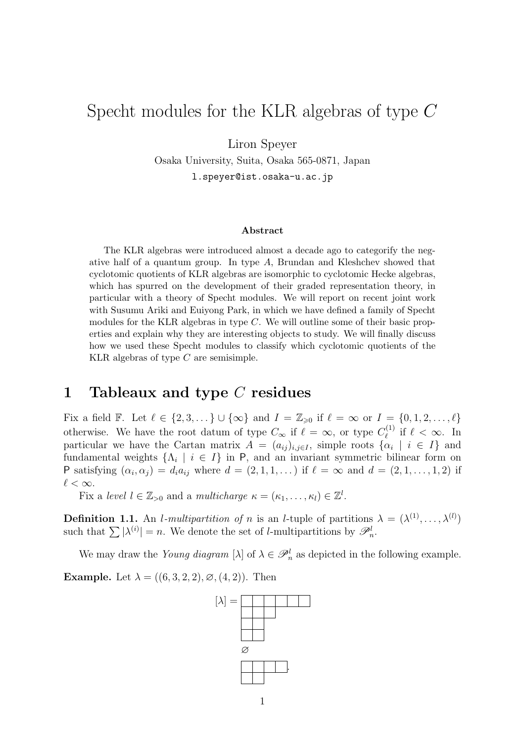# Specht modules for the KLR algebras of type $C$

Liron Speyer

Osaka University, Suita, Osaka 565-0871, Japan

l.speyer@ist.osaka-u.ac.jp

### Abstract

The KLR algebras were introduced almost a decade ago to categorify the negative half of a quantum group. In type $A$, Brundan and Kleshchev showed that cyclotomic quotients of KLR algebras are isomorphic to cyclotomic Hecke algebras, which has spurred on the development of their graded representation theory, in particular with a theory of Specht modules. We will report on recent joint work with Susumu Ariki and Euiyong Park, in which we have defined a family of Specht modules for the KLR algebras in type $C$. We will outline some of their basic properties and explain why they are interesting objects to study. We will finally discuss how we used these Specht modules to classify which cyclotomic quotients of the KLR algebras of type $C$ are semisimple.

## 1 Tableaux and type $C$ residues

Fix a field $\mathbb{F}$. Let $\ell \in \{2, 3, \dots\} \cup \{\infty\}$ and $I = \mathbb{Z}_{\geqslant 0}$ if $\ell = \infty$ or $I = \{0, 1, 2, \dots, \ell\}$ otherwise. We have the root datum of type $C_\infty$ if $\ell = \infty$, or type $C_\ell^{(1)}$ if $\ell < \infty$. In particular we have the Cartan matrix $A = (a_{ij})_{i,j \in I}$, simple roots $\{\alpha_i \mid i \in I\}$ and fundamental weights $\{\Lambda_i \mid i \in I\}$ in $\mathsf{P}$, and an invariant symmetric bilinear form on $\mathsf{P}$ satisfying $(\alpha_i, \alpha_j) = d_i a_{ij}$ where $d = (2, 1, 1, \dots)$ if $\ell = \infty$ and $d = (2, 1, \dots, 1, 2)$ if $\ell < \infty$.

Fix a *level* $l \in \mathbb{Z}_{>0}$ and a *multicharge* $\kappa = (\kappa_1, \dots, \kappa_l) \in \mathbb{Z}^l$.

**Definition 1.1.** An *$l$-multipartition of* $n$ is an $l$-tuple of partitions $\lambda = (\lambda^{(1)}, \dots, \lambda^{(l)})$ such that $\sum |\lambda^{(i)}| = n$. We denote the set of $l$-multipartitions by $\mathscr{P}_n^l$.

We may draw the *Young diagram* $[\lambda]$ of $\lambda \in \mathscr{P}_n^l$ as depicted in the following example.

**Example.** Let $\lambda = ((6, 3, 2, 2), \varnothing, (4, 2))$. Then

$$[\lambda] = \begin{array}{l} \begin{array}{|c|c|c|c|c|c|}\hline \ & \ & \ & \ & \ & \ \\ \hline \end{array} \\ \begin{array}{|c|c|c|}\hline \ & \ & \ \\ \hline \end{array} \\ \begin{array}{|c|c|}\hline \ & \ \\ \hline \end{array} \\ \begin{array}{|c|c|}\hline \ & \ \\ \hline \end{array} \\ \varnothing \\ \begin{array}{|c|c|c|c|}\hline \ & \ & \ & \ \\ \hline \end{array} \\ \begin{array}{|c|c|}\hline \ & \ \\ \hline \end{array} \end{array}.$$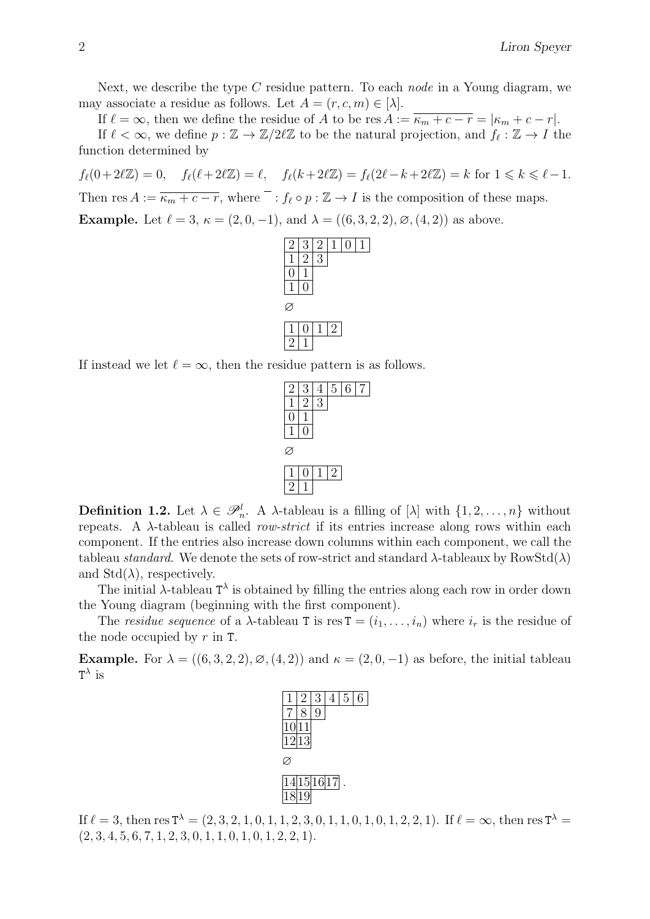Next, we describe the type $C$ residue pattern. To each *node* in a Young diagram, we may associate a residue as follows. Let $A = (r, c, m) \in [\lambda]$.

If $\ell = \infty$, then we define the residue of $A$ to be $\operatorname{res} A := \overline{\kappa_m + c - r} = |\kappa_m + c - r|$.

If $\ell < \infty$, we define $p : \mathbb{Z} \to \mathbb{Z}/2\ell\mathbb{Z}$ to be the natural projection, and $f_\ell : \mathbb{Z} \to I$ the function determined by

$$f_\ell(0 + 2\ell\mathbb{Z}) = 0, \quad f_\ell(\ell + 2\ell\mathbb{Z}) = \ell, \quad f_\ell(k + 2\ell\mathbb{Z}) = f_\ell(2\ell - k + 2\ell\mathbb{Z}) = k \text{ for } 1 \leqslant k \leqslant \ell - 1.$$

Then $\operatorname{res} A := \overline{\kappa_m + c - r}$, where $\overline{\phantom{x}} : f_\ell \circ p : \mathbb{Z} \to I$ is the composition of these maps.

**Example.** Let $\ell = 3$, $\kappa = (2, 0, -1)$, and $\lambda = ((6, 3, 2, 2), \varnothing, (4, 2))$ as above.

| 2 | 3 | 2 | 1 | 0 | 1 |
|---|---|---|---|---|---|
| 1 | 2 | 3 | | | |
| 0 | 1 | | | | |
| 1 | 0 | | | | |

$\varnothing$

| 1 | 0 | 1 | 2 |
|---|---|---|---|
| 2 | 1 | | |

If instead we let $\ell = \infty$, then the residue pattern is as follows.

| 2 | 3 | 4 | 5 | 6 | 7 |
|---|---|---|---|---|---|
| 1 | 2 | 3 | | | |
| 0 | 1 | | | | |
| 1 | 0 | | | | |

$\varnothing$

| 1 | 0 | 1 | 2 |
|---|---|---|---|
| 2 | 1 | | |

**Definition 1.2.** Let $\lambda \in \mathscr{P}_n^l$. A $\lambda$-tableau is a filling of $[\lambda]$ with $\{1, 2, \ldots, n\}$ without repeats. A $\lambda$-tableau is called *row-strict* if its entries increase along rows within each component. If the entries also increase down columns within each component, we call the tableau *standard*. We denote the sets of row-strict and standard $\lambda$-tableaux by $\operatorname{RowStd}(\lambda)$ and $\operatorname{Std}(\lambda)$, respectively.

The initial $\lambda$-tableau $\mathtt{T}^\lambda$ is obtained by filling the entries along each row in order down the Young diagram (beginning with the first component).

The *residue sequence* of a $\lambda$-tableau $\mathtt{T}$ is $\operatorname{res} \mathtt{T} = (i_1, \ldots, i_n)$ where $i_r$ is the residue of the node occupied by $r$ in $\mathtt{T}$.

**Example.** For $\lambda = ((6, 3, 2, 2), \varnothing, (4, 2))$ and $\kappa = (2, 0, -1)$ as before, the initial tableau $\mathtt{T}^\lambda$ is

| 1 | 2 | 3 | 4 | 5 | 6 |
|---|---|---|---|---|---|
| 7 | 8 | 9 | | | |
| 10 | 11 | | | | |
| 12 | 13 | | | | |

$\varnothing$

| 14 | 15 | 16 | 17 |
|---|---|---|---|
| 18 | 19 | | |

.

If $\ell = 3$, then $\operatorname{res} \mathtt{T}^\lambda = (2, 3, 2, 1, 0, 1, 1, 2, 3, 0, 1, 1, 0, 1, 0, 1, 2, 2, 1)$. If $\ell = \infty$, then $\operatorname{res} \mathtt{T}^\lambda = (2, 3, 4, 5, 6, 7, 1, 2, 3, 0, 1, 1, 0, 1, 0, 1, 2, 2, 1)$.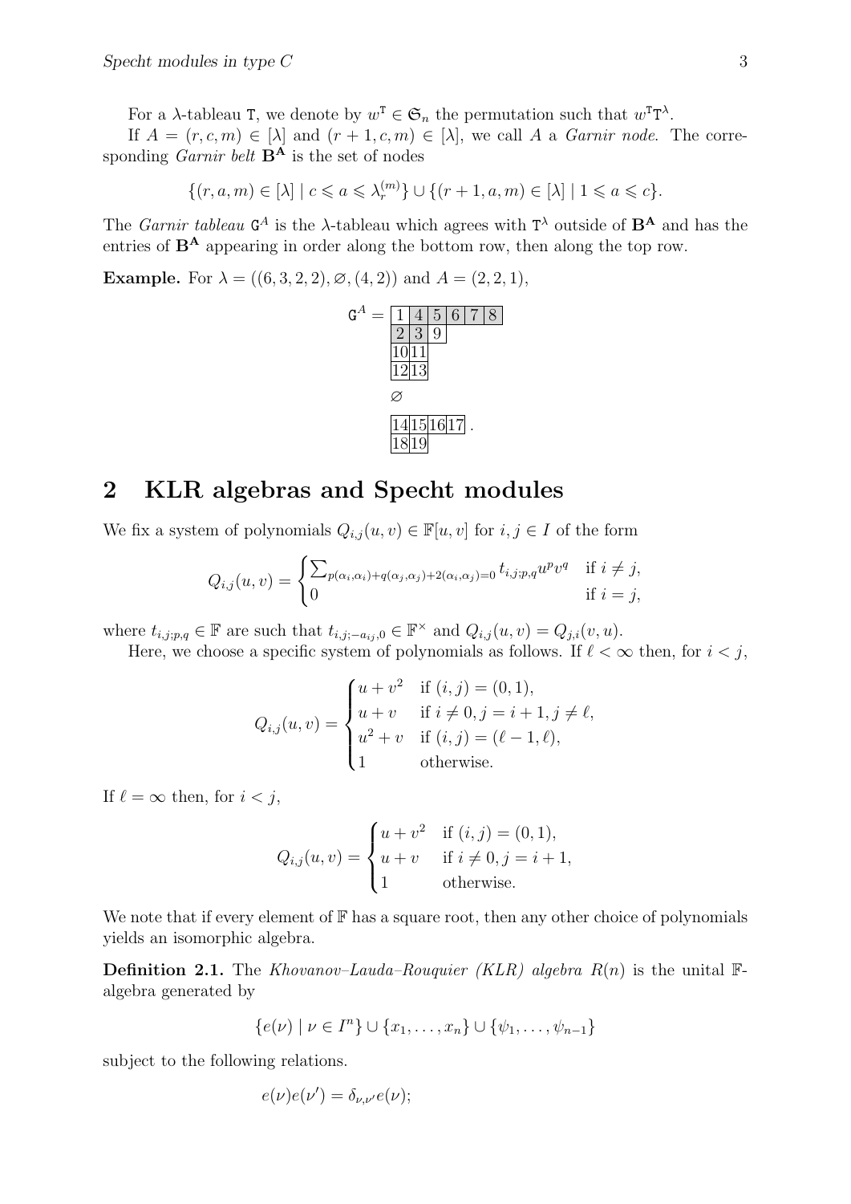For a $\lambda$-tableau $\mathtt{T}$, we denote by $w^{\mathtt{T}} \in \mathfrak{S}_n$ the permutation such that $w^{\mathtt{T}}\mathtt{T}^\lambda$.

If $A = (r, c, m) \in [\lambda]$ and $(r+1, c, m) \in [\lambda]$, we call $A$ a *Garnir node*. The corresponding *Garnir belt* $\mathbf{B^A}$ is the set of nodes

$$\{(r, a, m) \in [\lambda] \mid c \leqslant a \leqslant \lambda_r^{(m)}\} \cup \{(r+1, a, m) \in [\lambda] \mid 1 \leqslant a \leqslant c\}.$$

The *Garnir tableau* $\mathtt{G}^A$ is the $\lambda$-tableau which agrees with $\mathtt{T}^\lambda$ outside of $\mathbf{B^A}$ and has the entries of $\mathbf{B^A}$ appearing in order along the bottom row, then along the top row.

**Example.** For $\lambda = ((6, 3, 2, 2), \varnothing, (4, 2))$ and $A = (2, 2, 1)$,

$$\mathtt{G}^A = \begin{array}{l} \boxed{1}\boxed{4}\boxed{5}\boxed{6}\boxed{7}\boxed{8} \\ \boxed{2}\boxed{3}\boxed{9} \\ \boxed{10}\boxed{11} \\ \boxed{12}\boxed{13} \\ \\ \varnothing \\ \\ \boxed{14}\boxed{15}\boxed{16}\boxed{17} \\ \boxed{18}\boxed{19} \end{array}.$$

## 2 KLR algebras and Specht modules

We fix a system of polynomials $Q_{i,j}(u, v) \in \mathbb{F}[u, v]$ for $i, j \in I$ of the form

$$Q_{i,j}(u, v) = \begin{cases} \sum_{p(\alpha_i,\alpha_i)+q(\alpha_j,\alpha_j)+2(\alpha_i,\alpha_j)=0} t_{i,j;p,q} u^p v^q & \text{if } i \neq j, \\ 0 & \text{if } i = j, \end{cases}$$

where $t_{i,j;p,q} \in \mathbb{F}$ are such that $t_{i,j;-a_{ij},0} \in \mathbb{F}^\times$ and $Q_{i,j}(u, v) = Q_{j,i}(v, u)$.

Here, we choose a specific system of polynomials as follows. If $\ell < \infty$ then, for $i < j$,

$$Q_{i,j}(u, v) = \begin{cases} u + v^2 & \text{if } (i, j) = (0, 1), \\ u + v & \text{if } i \neq 0, j = i + 1, j \neq \ell, \\ u^2 + v & \text{if } (i, j) = (\ell - 1, \ell), \\ 1 & \text{otherwise.} \end{cases}$$

If $\ell = \infty$ then, for $i < j$,

$$Q_{i,j}(u, v) = \begin{cases} u + v^2 & \text{if } (i, j) = (0, 1), \\ u + v & \text{if } i \neq 0, j = i + 1, \\ 1 & \text{otherwise.} \end{cases}$$

We note that if every element of $\mathbb{F}$ has a square root, then any other choice of polynomials yields an isomorphic algebra.

**Definition 2.1.** The *Khovanov–Lauda–Rouquier (KLR) algebra* $R(n)$ is the unital $\mathbb{F}$-algebra generated by

$$\{e(\nu) \mid \nu \in I^n\} \cup \{x_1, \dots, x_n\} \cup \{\psi_1, \dots, \psi_{n-1}\}$$

subject to the following relations.

$$e(\nu)e(\nu') = \delta_{\nu,\nu'} e(\nu);$$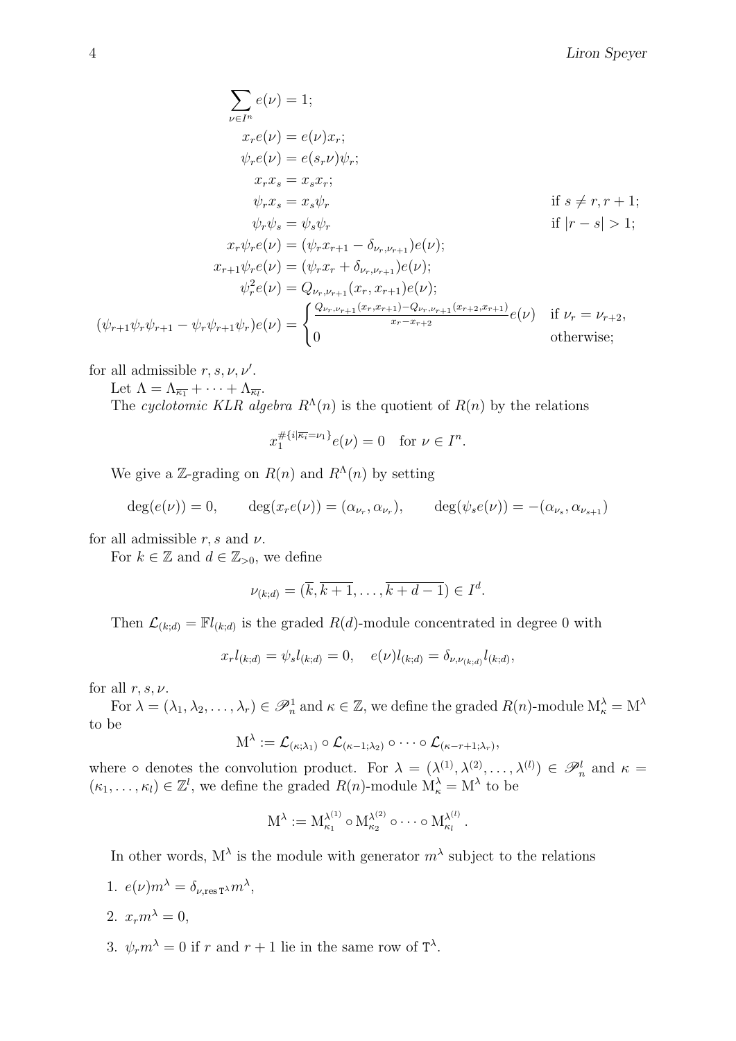$$
\begin{aligned}
\sum_{\nu \in I^n} e(\nu) &= 1; \\
x_r e(\nu) &= e(\nu) x_r; \\
\psi_r e(\nu) &= e(s_r \nu) \psi_r; \\
x_r x_s &= x_s x_r; \\
\psi_r x_s &= x_s \psi_r && \text{if } s \neq r, r+1; \\
\psi_r \psi_s &= \psi_s \psi_r && \text{if } |r - s| > 1; \\
x_r \psi_r e(\nu) &= (\psi_r x_{r+1} - \delta_{\nu_r, \nu_{r+1}}) e(\nu); \\
x_{r+1} \psi_r e(\nu) &= (\psi_r x_r + \delta_{\nu_r, \nu_{r+1}}) e(\nu); \\
\psi_r^2 e(\nu) &= Q_{\nu_r, \nu_{r+1}}(x_r, x_{r+1}) e(\nu); \\
(\psi_{r+1}\psi_r\psi_{r+1} - \psi_r\psi_{r+1}\psi_r) e(\nu) &= \begin{cases} \frac{Q_{\nu_r,\nu_{r+1}}(x_r, x_{r+1}) - Q_{\nu_r,\nu_{r+1}}(x_{r+2}, x_{r+1})}{x_r - x_{r+2}} e(\nu) & \text{if } \nu_r = \nu_{r+2}, \\ 0 & \text{otherwise;} \end{cases}
\end{aligned}
$$

for all admissible $r, s, \nu, \nu'$.

Let $\Lambda = \Lambda_{\overline{\kappa_1}} + \cdots + \Lambda_{\overline{\kappa_l}}$.

The *cyclotomic KLR algebra* $R^\Lambda(n)$ is the quotient of $R(n)$ by the relations

$$
x_1^{\#\{i | \overline{\kappa_i} = \nu_1\}} e(\nu) = 0 \quad \text{for } \nu \in I^n.
$$

We give a $\mathbb{Z}$-grading on $R(n)$ and $R^\Lambda(n)$ by setting

$$
\deg(e(\nu)) = 0, \qquad \deg(x_r e(\nu)) = (\alpha_{\nu_r}, \alpha_{\nu_r}), \qquad \deg(\psi_s e(\nu)) = -(\alpha_{\nu_s}, \alpha_{\nu_{s+1}})
$$

for all admissible $r, s$ and $\nu$.

For $k \in \mathbb{Z}$ and $d \in \mathbb{Z}_{>0}$, we define

$$
\nu_{(k;d)} = (\overline{k}, \overline{k+1}, \ldots, \overline{k+d-1}) \in I^d.
$$

Then $\mathcal{L}_{(k;d)} = \mathbb{F} l_{(k;d)}$ is the graded $R(d)$-module concentrated in degree 0 with

$$
x_r l_{(k;d)} = \psi_s l_{(k;d)} = 0, \quad e(\nu) l_{(k;d)} = \delta_{\nu, \nu_{(k;d)}} l_{(k;d)},
$$

for all $r, s, \nu$.

For $\lambda = (\lambda_1, \lambda_2, \ldots, \lambda_r) \in \mathscr{P}_n^1$ and $\kappa \in \mathbb{Z}$, we define the graded $R(n)$-module $\mathrm{M}_\kappa^\lambda = \mathrm{M}^\lambda$ to be

$$
\mathrm{M}^\lambda := \mathcal{L}_{(\kappa;\lambda_1)} \circ \mathcal{L}_{(\kappa-1;\lambda_2)} \circ \cdots \circ \mathcal{L}_{(\kappa-r+1;\lambda_r)},
$$

where $\circ$ denotes the convolution product. For $\lambda = (\lambda^{(1)}, \lambda^{(2)}, \ldots, \lambda^{(l)}) \in \mathscr{P}_n^l$ and $\kappa = (\kappa_1, \ldots, \kappa_l) \in \mathbb{Z}^l$, we define the graded $R(n)$-module $\mathrm{M}_\kappa^\lambda = \mathrm{M}^\lambda$ to be

$$
\mathrm{M}^\lambda := \mathrm{M}_{\kappa_1}^{\lambda^{(1)}} \circ \mathrm{M}_{\kappa_2}^{\lambda^{(2)}} \circ \cdots \circ \mathrm{M}_{\kappa_l}^{\lambda^{(l)}}.
$$

In other words, $\mathrm{M}^\lambda$ is the module with generator $m^\lambda$ subject to the relations

1. $e(\nu) m^\lambda = \delta_{\nu, \mathrm{res}\, \mathtt{T}^\lambda} m^\lambda$,
2. $x_r m^\lambda = 0$,
3. $\psi_r m^\lambda = 0$ if $r$ and $r+1$ lie in the same row of $\mathtt{T}^\lambda$.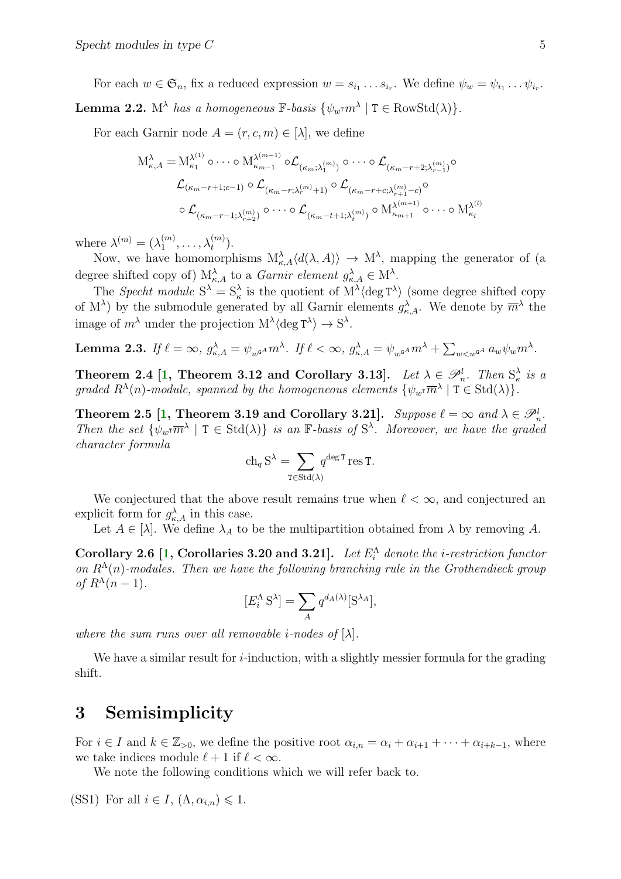For each $w \in \mathfrak{S}_n$, fix a reduced expression $w = s_{i_1} \dots s_{i_r}$. We define $\psi_w = \psi_{i_1} \dots \psi_{i_r}$.

**Lemma 2.2.** *$\mathrm{M}^\lambda$ has a homogeneous $\mathbb{F}$-basis $\{\psi_{w^{\mathtt{T}}} m^\lambda \mid \mathtt{T} \in \mathrm{RowStd}(\lambda)\}$.*

For each Garnir node $A = (r, c, m) \in [\lambda]$, we define

$$\begin{aligned}
\mathrm{M}^\lambda_{\kappa,A} = &\mathrm{M}^{\lambda^{(1)}}_{\kappa_1} \circ \cdots \circ \mathrm{M}^{\lambda^{(m-1)}}_{\kappa_{m-1}} \circ \mathcal{L}_{(\kappa_m;\lambda^{(m)}_1)} \circ \cdots \circ \mathcal{L}_{(\kappa_m - r+2;\lambda^{(m)}_{r-1})} \circ \\
&\mathcal{L}_{(\kappa_m - r+1;c-1)} \circ \mathcal{L}_{(\kappa_m - r;\lambda^{(m)}_r+1)} \circ \mathcal{L}_{(\kappa_m - r+c;\lambda^{(m)}_{r+1}-c)} \circ \\
&\circ \mathcal{L}_{(\kappa_m - r-1;\lambda^{(m)}_{r+2})} \circ \cdots \circ \mathcal{L}_{(\kappa_m - t+1;\lambda^{(m)}_t)} \circ \mathrm{M}^{\lambda^{(m+1)}}_{\kappa_{m+1}} \circ \cdots \circ \mathrm{M}^{\lambda^{(l)}}_{\kappa_l}
\end{aligned}$$

where $\lambda^{(m)} = (\lambda^{(m)}_1, \dots, \lambda^{(m)}_t)$.

Now, we have homomorphisms $\mathrm{M}^\lambda_{\kappa,A}\langle d(\lambda, A)\rangle \to \mathrm{M}^\lambda$, mapping the generator of (a degree shifted copy of) $\mathrm{M}^\lambda_{\kappa,A}$ to a *Garnir element* $g^\lambda_{\kappa,A} \in \mathrm{M}^\lambda$.

The *Specht module* $\mathrm{S}^\lambda = \mathrm{S}^\lambda_\kappa$ is the quotient of $\mathrm{M}^\lambda\langle \deg \mathtt{T}^\lambda\rangle$ (some degree shifted copy of $\mathrm{M}^\lambda$) by the submodule generated by all Garnir elements $g^\lambda_{\kappa,A}$. We denote by $\overline{m}^\lambda$ the image of $m^\lambda$ under the projection $\mathrm{M}^\lambda\langle \deg \mathtt{T}^\lambda\rangle \to \mathrm{S}^\lambda$.

**Lemma 2.3.** *If $\ell = \infty$, $g^\lambda_{\kappa,A} = \psi_{w^{\mathtt{G}^A}} m^\lambda$. If $\ell < \infty$, $g^\lambda_{\kappa,A} = \psi_{w^{\mathtt{G}^A}} m^\lambda + \sum_{w < w^{\mathtt{G}^A}} a_w \psi_w m^\lambda$.*

**Theorem 2.4 [1, Theorem 3.12 and Corollary 3.13].** *Let $\lambda \in \mathscr{P}^l_n$. Then $\mathrm{S}^\lambda_\kappa$ is a graded $R^\Lambda(n)$-module, spanned by the homogeneous elements $\{\psi_{w^{\mathtt{T}}} \overline{m}^\lambda \mid \mathtt{T} \in \mathrm{Std}(\lambda)\}$.*

**Theorem 2.5 [1, Theorem 3.19 and Corollary 3.21].** *Suppose $\ell = \infty$ and $\lambda \in \mathscr{P}^l_n$. Then the set $\{\psi_{w^{\mathtt{T}}} \overline{m}^\lambda \mid \mathtt{T} \in \mathrm{Std}(\lambda)\}$ is an $\mathbb{F}$-basis of $\mathrm{S}^\lambda$. Moreover, we have the graded character formula*

$$\mathrm{ch}_q \mathrm{S}^\lambda = \sum_{\mathtt{T} \in \mathrm{Std}(\lambda)} q^{\deg \mathtt{T}} \operatorname{res} \mathtt{T}.$$

We conjectured that the above result remains true when $\ell < \infty$, and conjectured an explicit form for $g^\lambda_{\kappa,A}$ in this case.

Let $A \in [\lambda]$. We define $\lambda_A$ to be the multipartition obtained from $\lambda$ by removing $A$.

**Corollary 2.6 [1, Corollaries 3.20 and 3.21].** *Let $E^\Lambda_i$ denote the $i$-restriction functor on $R^\Lambda(n)$-modules. Then we have the following branching rule in the Grothendieck group of $R^\Lambda(n-1)$.*

$$[E^\Lambda_i \mathrm{S}^\lambda] = \sum_A q^{d_A(\lambda)} [\mathrm{S}^{\lambda_A}],$$

*where the sum runs over all removable $i$-nodes of $[\lambda]$.*

We have a similar result for $i$-induction, with a slightly messier formula for the grading shift.

# 3 Semisimplicity

For $i \in I$ and $k \in \mathbb{Z}_{>0}$, we define the positive root $\alpha_{i,n} = \alpha_i + \alpha_{i+1} + \cdots + \alpha_{i+k-1}$, where we take indices module $\ell + 1$ if $\ell < \infty$.

We note the following conditions which we will refer back to.

(SS1) For all $i \in I$, $(\Lambda, \alpha_{i,n}) \leqslant 1$.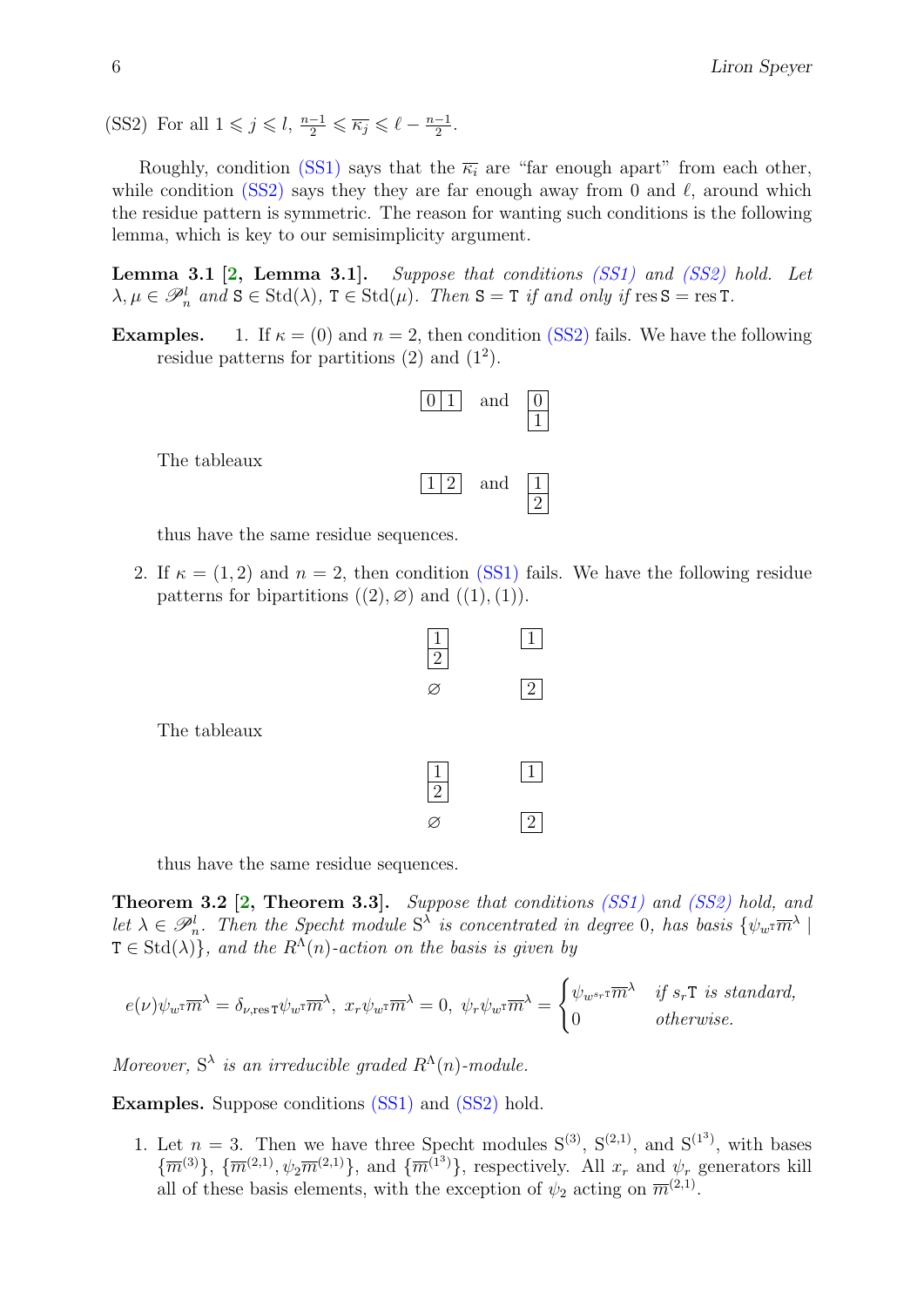(SS2) For all $1 \leqslant j \leqslant l$, $\frac{n-1}{2} \leqslant \overline{\kappa_j} \leqslant \ell - \frac{n-1}{2}$.

Roughly, condition (SS1) says that the $\overline{\kappa_i}$ are "far enough apart" from each other, while condition (SS2) says they they are far enough away from 0 and $\ell$, around which the residue pattern is symmetric. The reason for wanting such conditions is the following lemma, which is key to our semisimplicity argument.

**Lemma 3.1 [2, Lemma 3.1].** *Suppose that conditions (SS1) and (SS2) hold. Let $\lambda, \mu \in \mathscr{P}_n^l$ and $\mathtt{S} \in \mathrm{Std}(\lambda)$, $\mathtt{T} \in \mathrm{Std}(\mu)$. Then $\mathtt{S} = \mathtt{T}$ if and only if $\operatorname{res} \mathtt{S} = \operatorname{res} \mathtt{T}$.*

**Examples.**

1. If $\kappa = (0)$ and $n = 2$, then condition (SS2) fails. We have the following residue patterns for partitions $(2)$ and $(1^2)$.

   $$\boxed{0}\boxed{1} \quad \text{and} \quad \begin{array}{c}\boxed{0}\\\boxed{1}\end{array}$$

   The tableaux

   $$\boxed{1}\boxed{2} \quad \text{and} \quad \begin{array}{c}\boxed{1}\\\boxed{2}\end{array}$$

   thus have the same residue sequences.

2. If $\kappa = (1, 2)$ and $n = 2$, then condition (SS1) fails. We have the following residue patterns for bipartitions $((2), \varnothing)$ and $((1), (1))$.

   $$\begin{array}{c}\boxed{1}\\\boxed{2}\\ \\ \varnothing\end{array} \qquad \begin{array}{c}\boxed{1}\\ \\ \\ \boxed{2}\end{array}$$

   The tableaux

   $$\begin{array}{c}\boxed{1}\\\boxed{2}\\ \\ \varnothing\end{array} \qquad \begin{array}{c}\boxed{1}\\ \\ \\ \boxed{2}\end{array}$$

   thus have the same residue sequences.

**Theorem 3.2 [2, Theorem 3.3].** *Suppose that conditions (SS1) and (SS2) hold, and let $\lambda \in \mathscr{P}_n^l$. Then the Specht module $\mathrm{S}^\lambda$ is concentrated in degree 0, has basis $\{\psi_{w^{\mathtt{T}}} \overline{m}^\lambda \mid \mathtt{T} \in \mathrm{Std}(\lambda)\}$, and the $R^\Lambda(n)$-action on the basis is given by*

$$e(\nu)\psi_{w^{\mathtt{T}}}\overline{m}^\lambda = \delta_{\nu, \operatorname{res}\mathtt{T}}\psi_{w^{\mathtt{T}}}\overline{m}^\lambda,\ x_r\psi_{w^{\mathtt{T}}}\overline{m}^\lambda = 0,\ \psi_r\psi_{w^{\mathtt{T}}}\overline{m}^\lambda = \begin{cases}\psi_{w^{s_r\mathtt{T}}}\overline{m}^\lambda & \text{if } s_r\mathtt{T} \text{ is standard,}\\ 0 & \text{otherwise.}\end{cases}$$

*Moreover, $\mathrm{S}^\lambda$ is an irreducible graded $R^\Lambda(n)$-module.*

**Examples.** Suppose conditions (SS1) and (SS2) hold.

1. Let $n = 3$. Then we have three Specht modules $\mathrm{S}^{(3)}$, $\mathrm{S}^{(2,1)}$, and $\mathrm{S}^{(1^3)}$, with bases $\{\overline{m}^{(3)}\}$, $\{\overline{m}^{(2,1)}, \psi_2\overline{m}^{(2,1)}\}$, and $\{\overline{m}^{(1^3)}\}$, respectively. All $x_r$ and $\psi_r$ generators kill all of these basis elements, with the exception of $\psi_2$ acting on $\overline{m}^{(2,1)}$.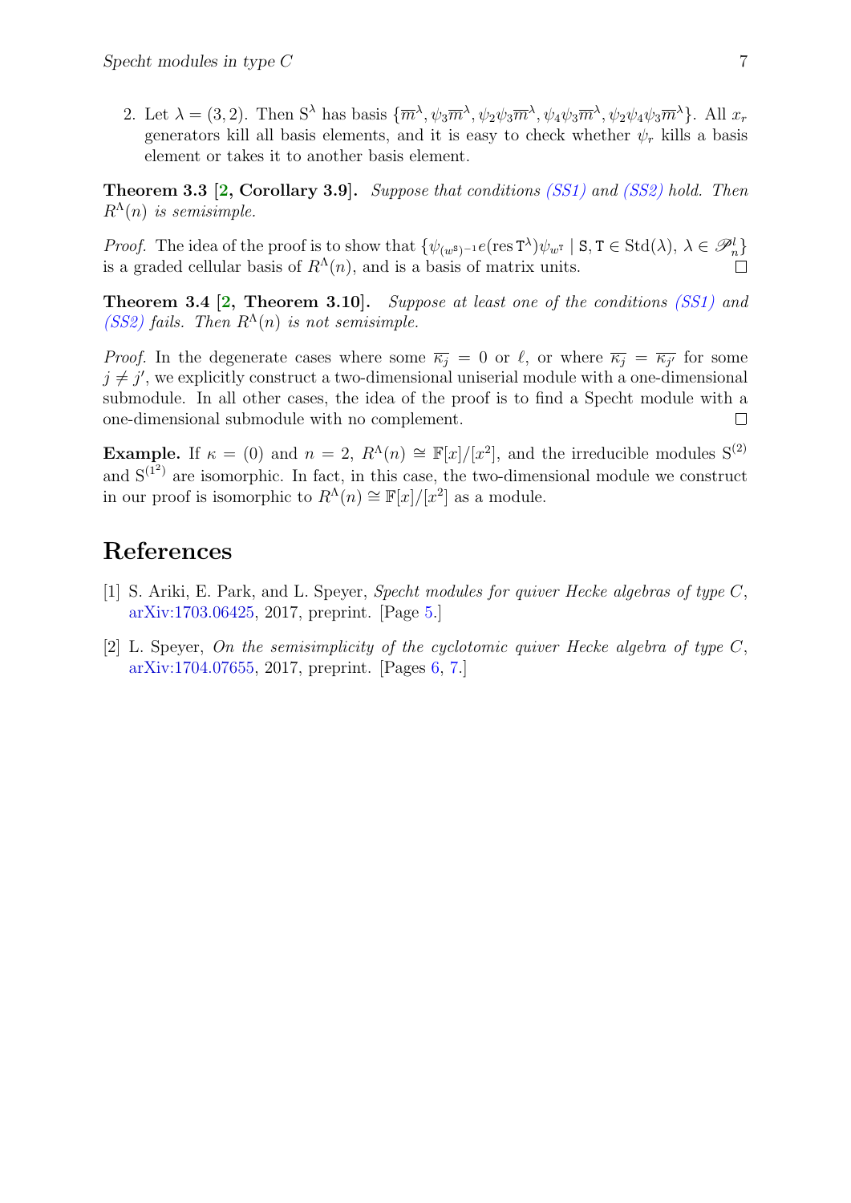2. Let $\lambda = (3,2)$. Then $\mathrm{S}^\lambda$ has basis $\{\overline{m}^\lambda, \psi_3\overline{m}^\lambda, \psi_2\psi_3\overline{m}^\lambda, \psi_4\psi_3\overline{m}^\lambda, \psi_2\psi_4\psi_3\overline{m}^\lambda\}$. All $x_r$ generators kill all basis elements, and it is easy to check whether $\psi_r$ kills a basis element or takes it to another basis element.

**Theorem 3.3 [2, Corollary 3.9].** *Suppose that conditions (SS1) and (SS2) hold. Then $R^\Lambda(n)$ is semisimple.*

*Proof.* The idea of the proof is to show that $\{\psi_{(w^{\mathtt{S}})^{-1}} e(\operatorname{res} \mathtt{T}^\lambda)\psi_{w^{\mathtt{T}}} \mid \mathtt{S}, \mathtt{T} \in \operatorname{Std}(\lambda),\ \lambda \in \mathscr{P}^l_n\}$ is a graded cellular basis of $R^\Lambda(n)$, and is a basis of matrix units. □

**Theorem 3.4 [2, Theorem 3.10].** *Suppose at least one of the conditions (SS1) and (SS2) fails. Then $R^\Lambda(n)$ is not semisimple.*

*Proof.* In the degenerate cases where some $\overline{\kappa_j} = 0$ or $\ell$, or where $\overline{\kappa_j} = \overline{\kappa_{j'}}$ for some $j \neq j'$, we explicitly construct a two-dimensional uniserial module with a one-dimensional submodule. In all other cases, the idea of the proof is to find a Specht module with a one-dimensional submodule with no complement. □

**Example.** If $\kappa = (0)$ and $n = 2$, $R^\Lambda(n) \cong \mathbb{F}[x]/[x^2]$, and the irreducible modules $\mathrm{S}^{(2)}$ and $\mathrm{S}^{(1^2)}$ are isomorphic. In fact, in this case, the two-dimensional module we construct in our proof is isomorphic to $R^\Lambda(n) \cong \mathbb{F}[x]/[x^2]$ as a module.

# References

[1] S. Ariki, E. Park, and L. Speyer, *Specht modules for quiver Hecke algebras of type $C$*, arXiv:1703.06425, 2017, preprint. [Page 5.]

[2] L. Speyer, *On the semisimplicity of the cyclotomic quiver Hecke algebra of type $C$*, arXiv:1704.07655, 2017, preprint. [Pages 6, 7.]